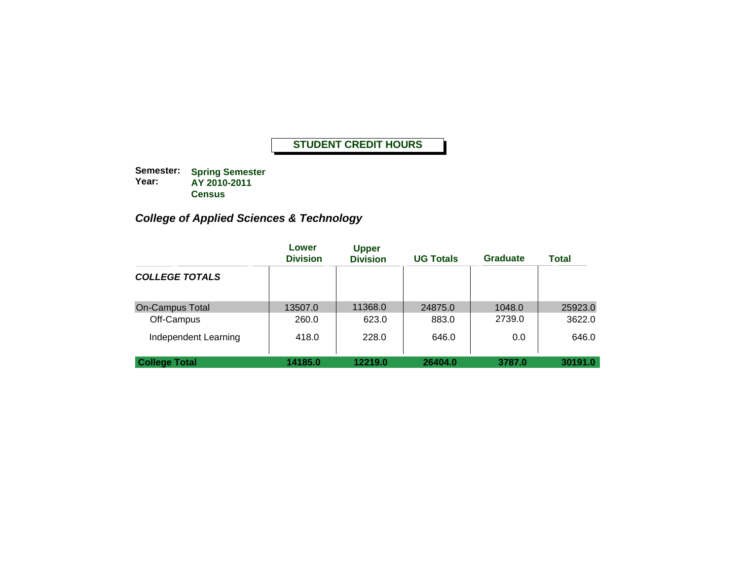# STUDENT CREDIT HOURS

**Semester:** **Spring Semester**
**Year:** **AY 2010-2011**
**Census**

## *College of Applied Sciences & Technology*

| | Lower Division | Upper Division | UG Totals | Graduate | Total |
|---|---|---|---|---|---|
| ***COLLEGE TOTALS*** | | | | | |
| On-Campus Total | 13507.0 | 11368.0 | 24875.0 | 1048.0 | 25923.0 |
| Off-Campus | 260.0 | 623.0 | 883.0 | 2739.0 | 3622.0 |
| Independent Learning | 418.0 | 228.0 | 646.0 | 0.0 | 646.0 |
| **College Total** | **14185.0** | **12219.0** | **26404.0** | **3787.0** | **30191.0** |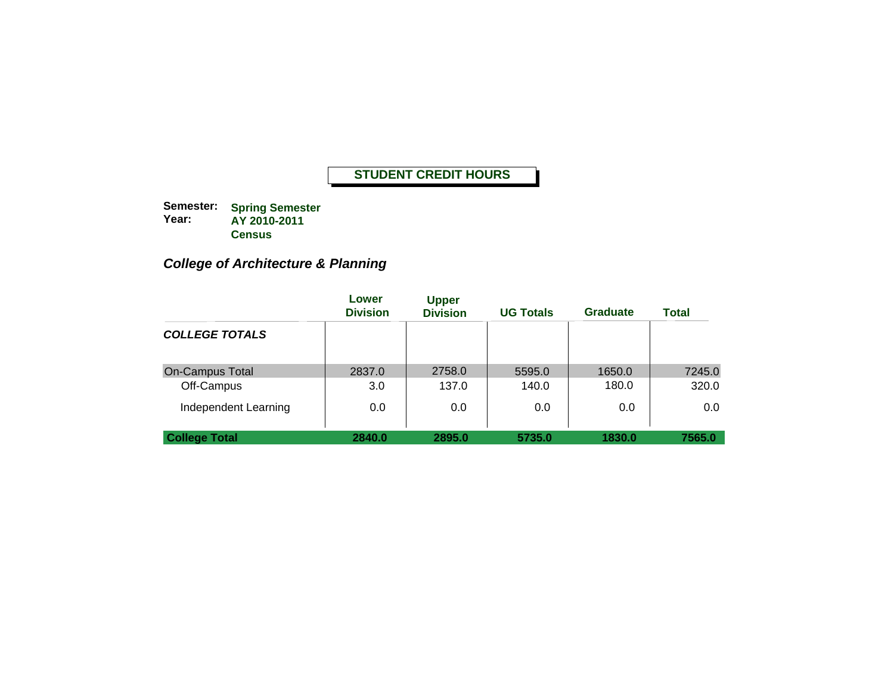## STUDENT CREDIT HOURS

**Semester:** Spring Semester
**Year:** AY 2010-2011
Census

### *College of Architecture & Planning*

| | Lower Division | Upper Division | UG Totals | Graduate | Total |
|---|---|---|---|---|---|
| ***COLLEGE TOTALS*** | | | | | |
| On-Campus Total | 2837.0 | 2758.0 | 5595.0 | 1650.0 | 7245.0 |
| Off-Campus | 3.0 | 137.0 | 140.0 | 180.0 | 320.0 |
| Independent Learning | 0.0 | 0.0 | 0.0 | 0.0 | 0.0 |
| **College Total** | **2840.0** | **2895.0** | **5735.0** | **1830.0** | **7565.0** |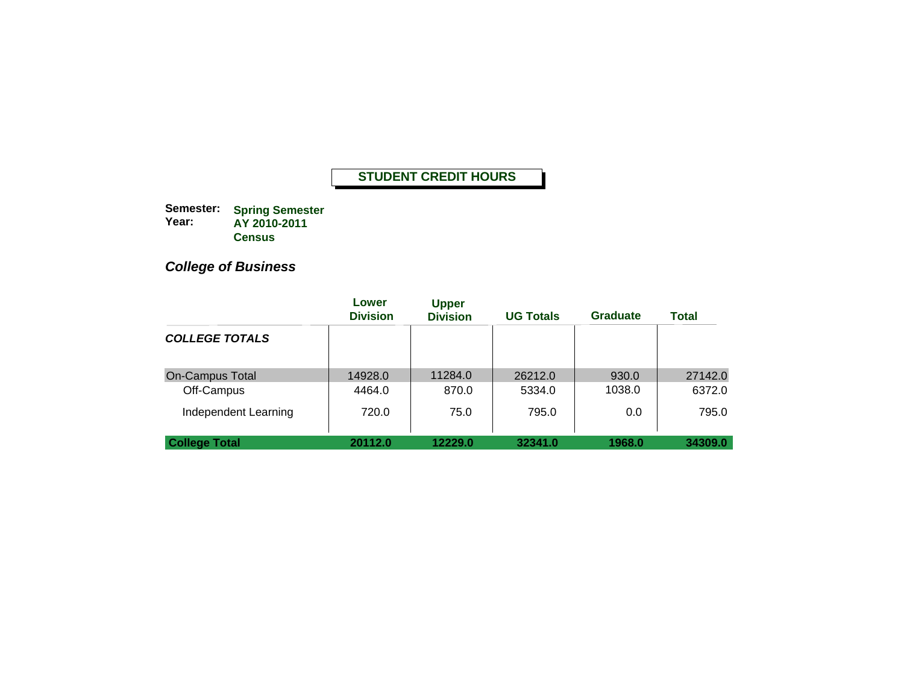# STUDENT CREDIT HOURS

**Semester:** **Spring Semester**
**Year:** **AY 2010-2011**
**Census**

## *College of Business*

| | Lower Division | Upper Division | UG Totals | Graduate | Total |
|---|---|---|---|---|---|
| ***COLLEGE TOTALS*** | | | | | |
| On-Campus Total | 14928.0 | 11284.0 | 26212.0 | 930.0 | 27142.0 |
| Off-Campus | 4464.0 | 870.0 | 5334.0 | 1038.0 | 6372.0 |
| Independent Learning | 720.0 | 75.0 | 795.0 | 0.0 | 795.0 |
| **College Total** | **20112.0** | **12229.0** | **32341.0** | **1968.0** | **34309.0** |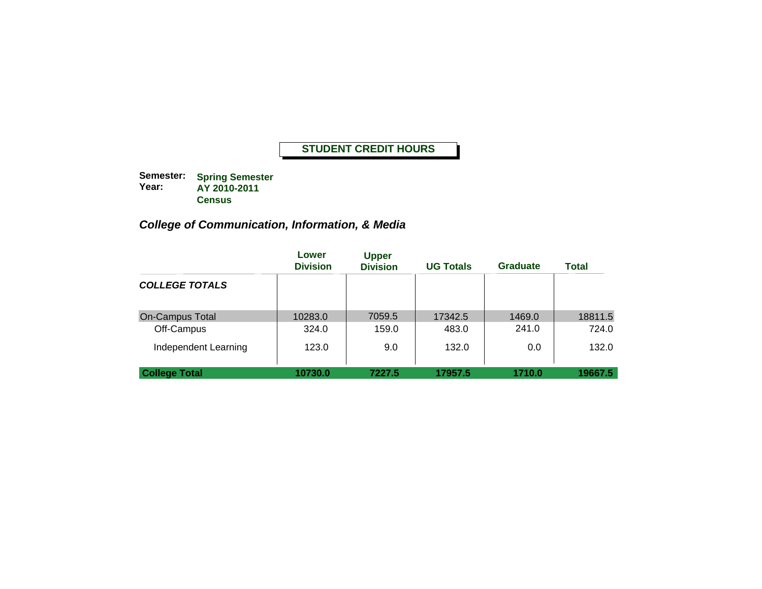**STUDENT CREDIT HOURS**

**Semester:** **Spring Semester**
**Year:** **AY 2010-2011**
**Census**

## *College of Communication, Information, & Media*

| | Lower Division | Upper Division | UG Totals | Graduate | Total |
|---|---|---|---|---|---|
| ***COLLEGE TOTALS*** | | | | | |
| On-Campus Total | 10283.0 | 7059.5 | 17342.5 | 1469.0 | 18811.5 |
| Off-Campus | 324.0 | 159.0 | 483.0 | 241.0 | 724.0 |
| Independent Learning | 123.0 | 9.0 | 132.0 | 0.0 | 132.0 |
| **College Total** | **10730.0** | **7227.5** | **17957.5** | **1710.0** | **19667.5** |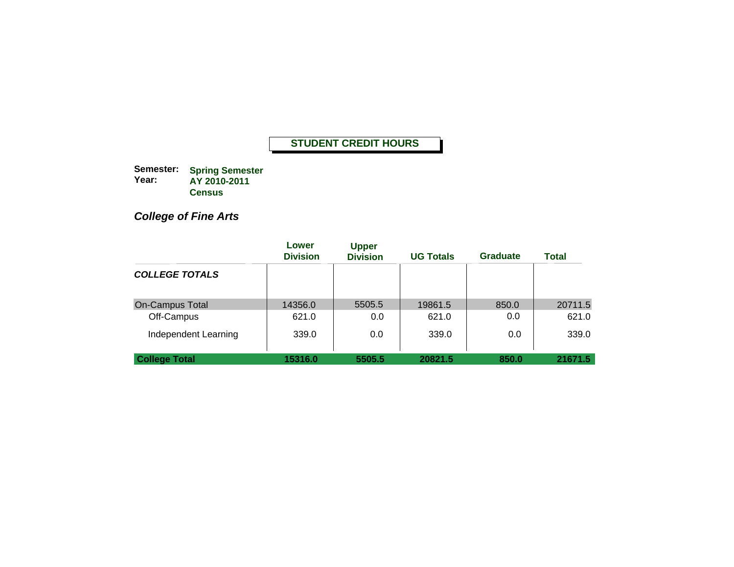# STUDENT CREDIT HOURS

**Semester:** **Spring Semester**
**Year:** **AY 2010-2011**
**Census**

## *College of Fine Arts*

| | Lower Division | Upper Division | UG Totals | Graduate | Total |
|---|---|---|---|---|---|
| ***COLLEGE TOTALS*** | | | | | |
| On-Campus Total | 14356.0 | 5505.5 | 19861.5 | 850.0 | 20711.5 |
| Off-Campus | 621.0 | 0.0 | 621.0 | 0.0 | 621.0 |
| Independent Learning | 339.0 | 0.0 | 339.0 | 0.0 | 339.0 |
| **College Total** | **15316.0** | **5505.5** | **20821.5** | **850.0** | **21671.5** |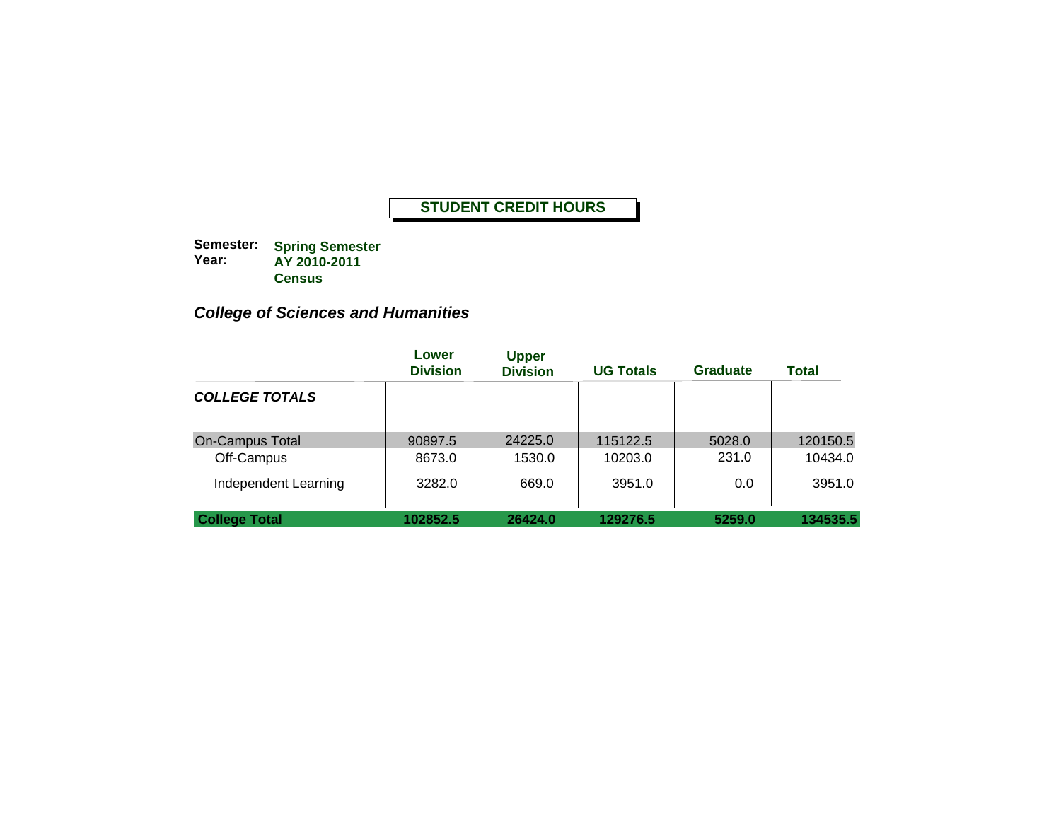**STUDENT CREDIT HOURS**

**Semester:** **Spring Semester**
**Year:** **AY 2010-2011**
**Census**

### *College of Sciences and Humanities*

| | Lower Division | Upper Division | UG Totals | Graduate | Total |
|---|---|---|---|---|---|
| ***COLLEGE TOTALS*** | | | | | |
| On-Campus Total | 90897.5 | 24225.0 | 115122.5 | 5028.0 | 120150.5 |
| Off-Campus | 8673.0 | 1530.0 | 10203.0 | 231.0 | 10434.0 |
| Independent Learning | 3282.0 | 669.0 | 3951.0 | 0.0 | 3951.0 |
| **College Total** | **102852.5** | **26424.0** | **129276.5** | **5259.0** | **134535.5** |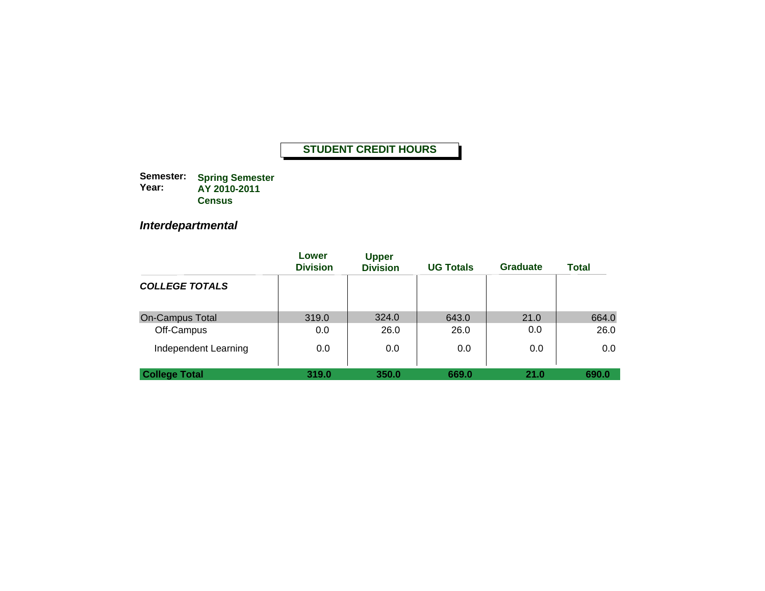# STUDENT CREDIT HOURS

**Semester:** **Spring Semester**
**Year:** **AY 2010-2011**
**Census**

## *Interdepartmental*

| | Lower Division | Upper Division | UG Totals | Graduate | Total |
|---|---|---|---|---|---|
| ***COLLEGE TOTALS*** | | | | | |
| On-Campus Total | 319.0 | 324.0 | 643.0 | 21.0 | 664.0 |
| Off-Campus | 0.0 | 26.0 | 26.0 | 0.0 | 26.0 |
| Independent Learning | 0.0 | 0.0 | 0.0 | 0.0 | 0.0 |
| **College Total** | **319.0** | **350.0** | **669.0** | **21.0** | **690.0** |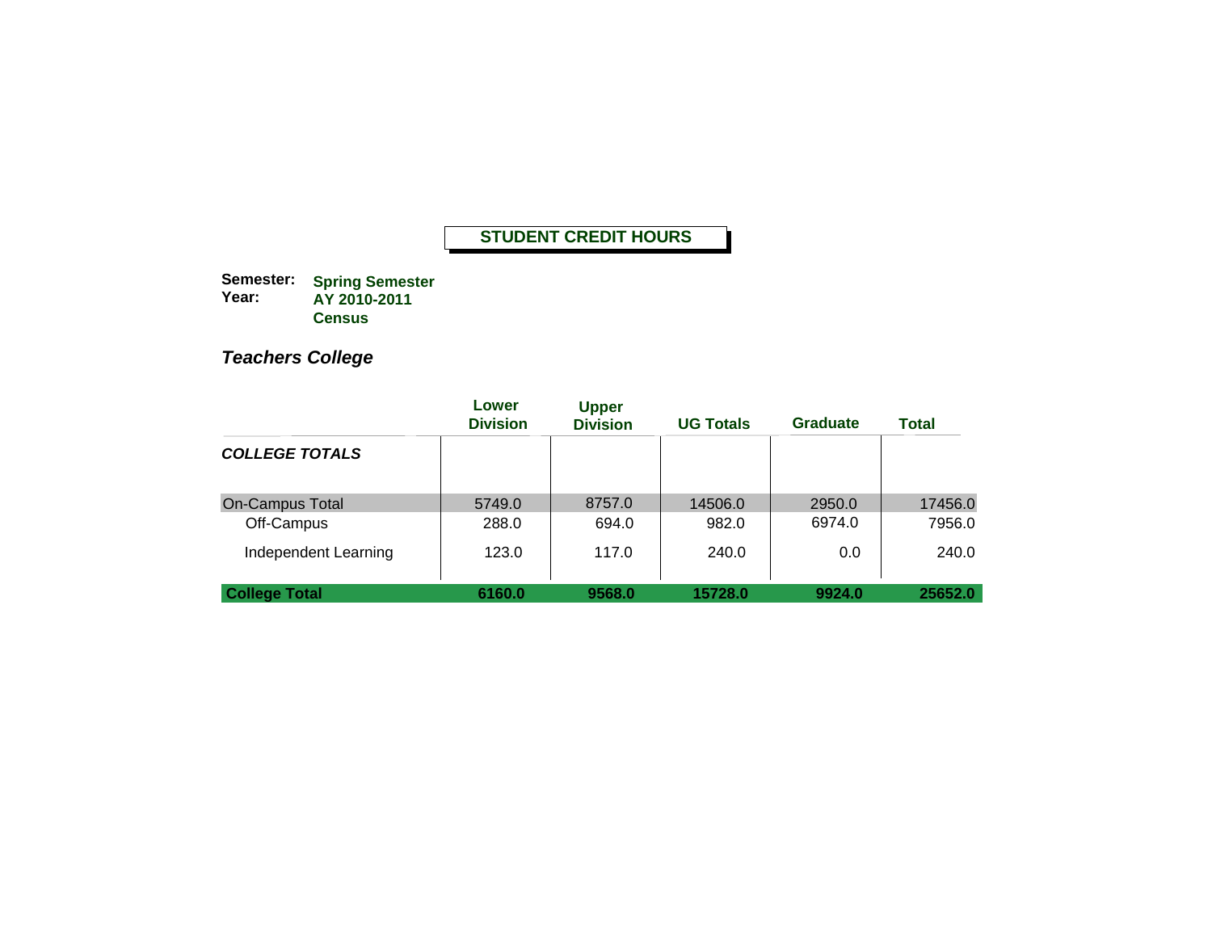## STUDENT CREDIT HOURS

**Semester:** **Spring Semester**
**Year:** **AY 2010-2011**
**Census**

### *Teachers College*

| | Lower Division | Upper Division | UG Totals | Graduate | Total |
|---|---|---|---|---|---|
| ***COLLEGE TOTALS*** | | | | | |
| On-Campus Total | 5749.0 | 8757.0 | 14506.0 | 2950.0 | 17456.0 |
| Off-Campus | 288.0 | 694.0 | 982.0 | 6974.0 | 7956.0 |
| Independent Learning | 123.0 | 117.0 | 240.0 | 0.0 | 240.0 |
| **College Total** | **6160.0** | **9568.0** | **15728.0** | **9924.0** | **25652.0** |